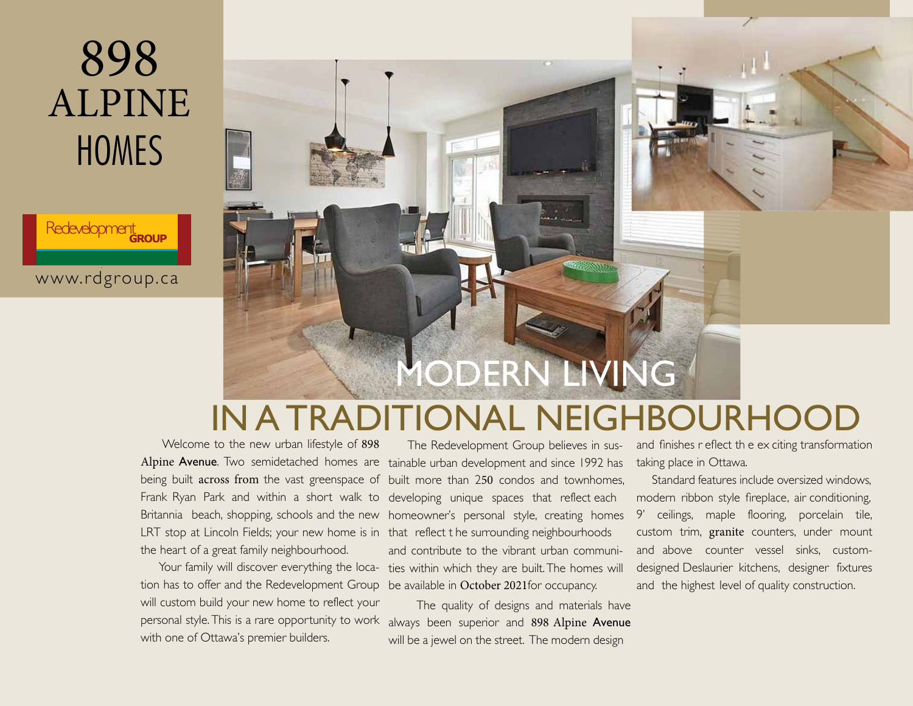# 898 ALPINE HOMES

Redevelopment GROUP

www.rdgroup.ca

## MODERN LIVING IN A TRADITIONAL NEIGHBOURHOOD

Welcome to the new urban lifestyle of 898 Alpine Avenue. Two semidetached homes are being built across from the vast greenspace of Frank Ryan Park and within a short walk to Britannia beach, shopping, schools and the new LRT stop at Lincoln Fields; your new home is in the heart of a great family neighbourhood.

Your family will discover everything the location has to offer and the Redevelopment Group will custom build your new home to reflect your personal style. This is a rare opportunity to work with one of Ottawa's premier builders.

The Redevelopment Group believes in sustainable urban development and since 1992 has built more than 250 condos and townhomes, developing unique spaces that reflect each homeowner's personal style, creating homes that reflect the surrounding neighbourhoods and contribute to the vibrant urban communities within which they are built. The homes will be available in October 2021for occupancy.

The quality of designs and materials have always been superior and 898 Alpine Avenue will be a jewel on the street. The modern design and finishes reflect the exciting transformation taking place in Ottawa.

Standard features include oversized windows, modern ribbon style fireplace, air conditioning, 9' ceilings, maple flooring, porcelain tile, custom trim, granite counters, under mount and above counter vessel sinks, custom-designed Deslaurier kitchens, designer fixtures and the highest level of quality construction.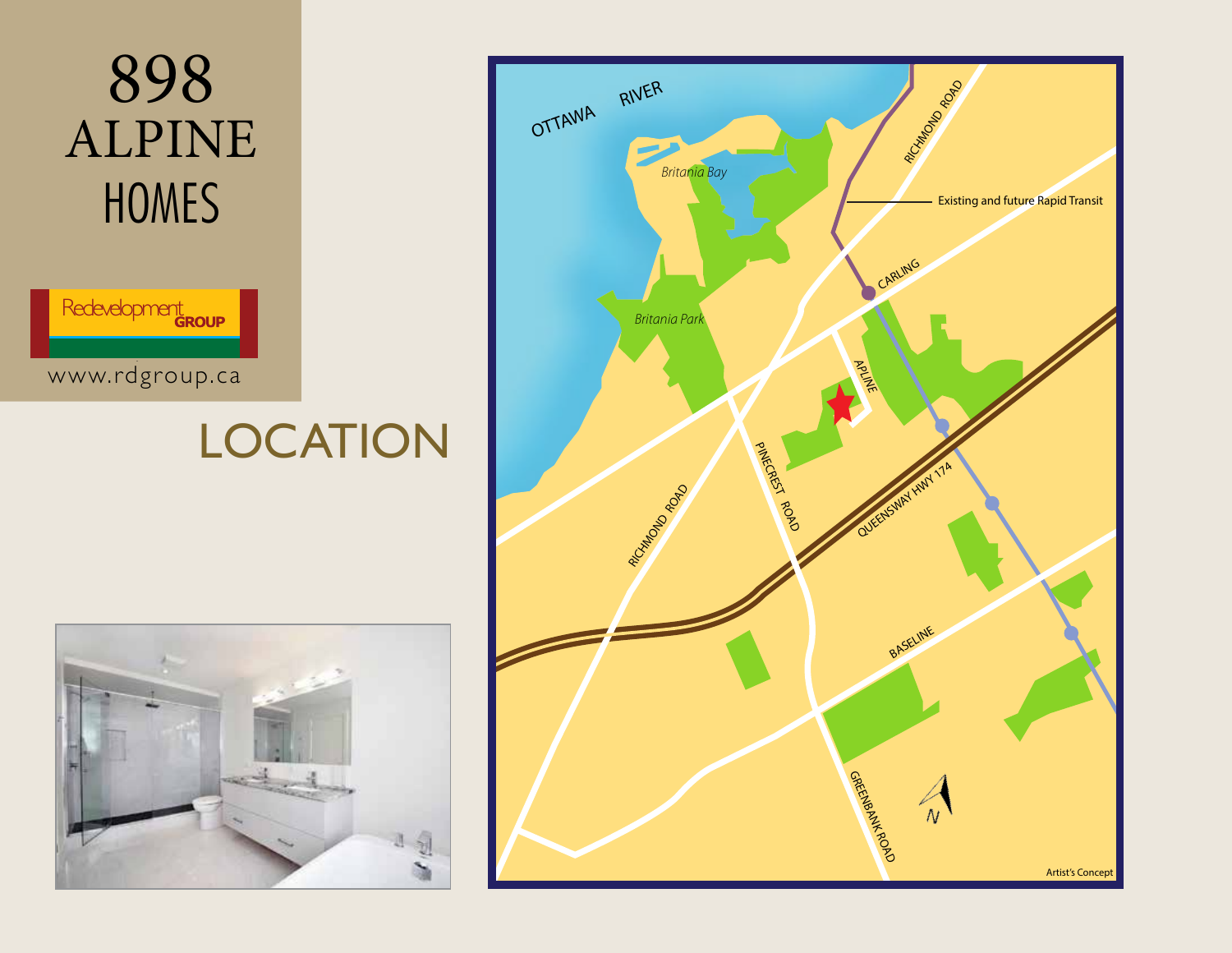# 898 ALPINE HOMES

Redevelopment GROUP

www.rdgroup.ca

## LOCATION

OTTAWA RIVER

Britania Bay

Britania Park

RICHMOND ROAD

Existing and future Rapid Transit

CARLING

APLINE

PINECREST ROAD

RICHMOND ROAD

QUEENSWAY HWY 174

BASELINE

GREENBANK ROAD

N

Artist's Concept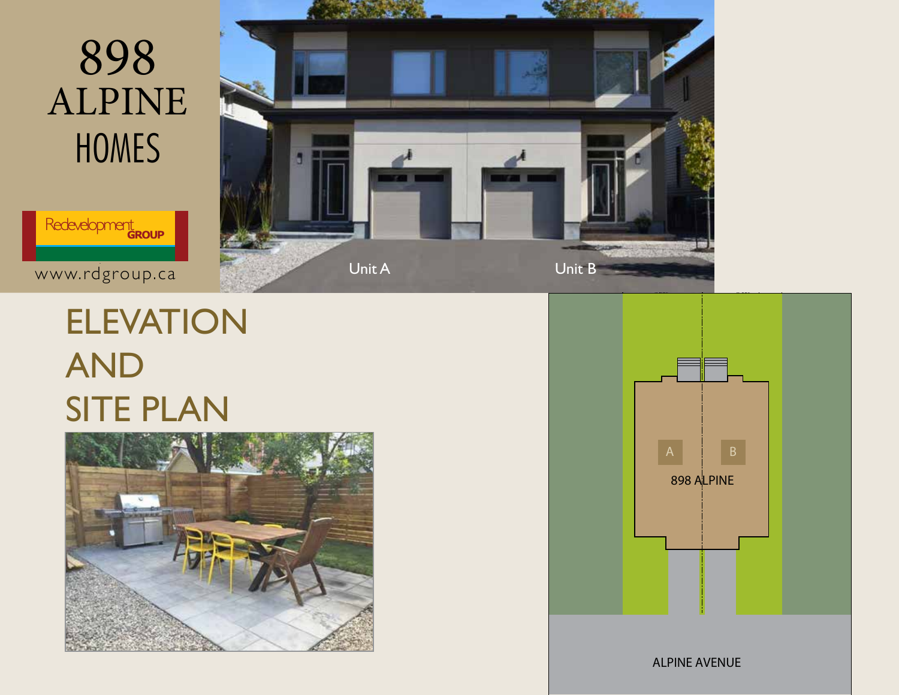# 898 ALPINE HOMES

Redevelopment GROUP

www.rdgroup.ca

Unit A

Unit B

## ELEVATION AND SITE PLAN

A

B

898 ALPINE

ALPINE AVENUE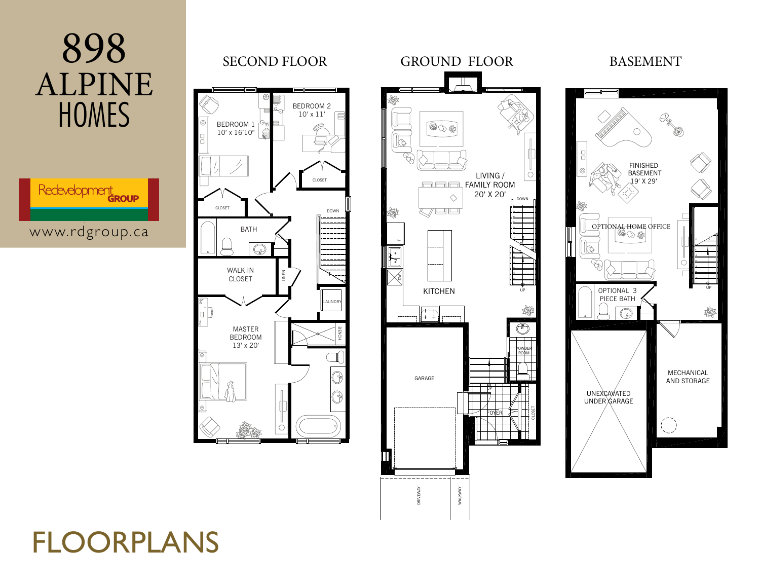# 898 ALPINE HOMES

Redevelopment GROUP

www.rdgroup.ca

## SECOND FLOOR

BEDROOM 1
10' x 16'10"

BEDROOM 2
10' x 11'

CLOSET

CLOSET

DOWN

BATH

WALK IN CLOSET

LINEN

LAUNDRY

MASTER BEDROOM
13' x 20'

BENCH

## GROUND FLOOR

LIVING / FAMILY ROOM
20' X 20'

DOWN

KITCHEN

UP

GARAGE

POWDER ROOM

UP

FOYER

CLOSET

DRIVEWAY

WALKWAY

## BASEMENT

FINISHED BASEMENT
19' X 29'

OPTIONAL HOME OFFICE

OPTIONAL 3 PIECE BATH

UP

UNEXCAVATED UNDER GARAGE

MECHANICAL AND STORAGE

# FLOORPLANS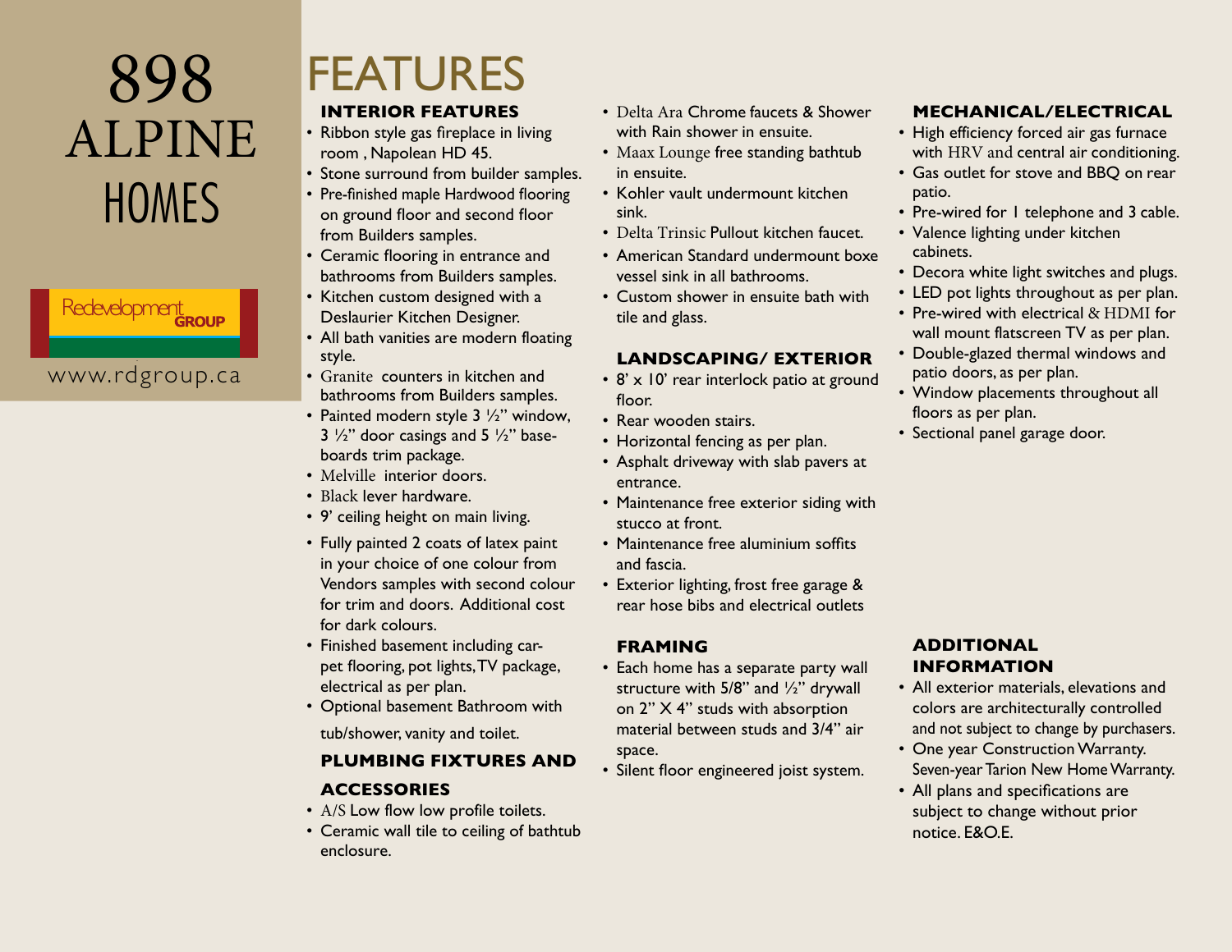# 898 ALPINE HOMES

Redevelopment GROUP

www.rdgroup.ca

# FEATURES

## INTERIOR FEATURES

- Ribbon style gas fireplace in living room , Napolean HD 45.
- Stone surround from builder samples.
- Pre-finished maple Hardwood flooring on ground floor and second floor from Builders samples.
- Ceramic flooring in entrance and bathrooms from Builders samples.
- Kitchen custom designed with a Deslaurier Kitchen Designer.
- All bath vanities are modern floating style.
- Granite counters in kitchen and bathrooms from Builders samples.
- Painted modern style 3 ½" window, 3 ½" door casings and 5 ½" baseboards trim package.
- Melville interior doors.
- Black lever hardware.
- 9' ceiling height on main living.
- Fully painted 2 coats of latex paint in your choice of one colour from Vendors samples with second colour for trim and doors. Additional cost for dark colours.
- Finished basement including carpet flooring, pot lights, TV package, electrical as per plan.
- Optional basement Bathroom with tub/shower, vanity and toilet.

## PLUMBING FIXTURES AND ACCESSORIES

- A/S Low flow low profile toilets.
- Ceramic wall tile to ceiling of bathtub enclosure.
- Delta Ara Chrome faucets & Shower with Rain shower in ensuite.
- Maax Lounge free standing bathtub in ensuite.
- Kohler vault undermount kitchen sink.
- Delta Trinsic Pullout kitchen faucet.
- American Standard undermount boxe vessel sink in all bathrooms.
- Custom shower in ensuite bath with tile and glass.

## LANDSCAPING/ EXTERIOR

- 8' x 10' rear interlock patio at ground floor.
- Rear wooden stairs.
- Horizontal fencing as per plan.
- Asphalt driveway with slab pavers at entrance.
- Maintenance free exterior siding with stucco at front.
- Maintenance free aluminium soffits and fascia.
- Exterior lighting, frost free garage & rear hose bibs and electrical outlets

## FRAMING

- Each home has a separate party wall structure with 5/8" and ½" drywall on 2" X 4" studs with absorption material between studs and 3/4" air space.
- Silent floor engineered joist system.

## MECHANICAL/ELECTRICAL

- High efficiency forced air gas furnace with HRV and central air conditioning.
- Gas outlet for stove and BBQ on rear patio.
- Pre-wired for 1 telephone and 3 cable.
- Valence lighting under kitchen cabinets.
- Decora white light switches and plugs.
- LED pot lights throughout as per plan.
- Pre-wired with electrical & HDMI for wall mount flatscreen TV as per plan.
- Double-glazed thermal windows and patio doors, as per plan.
- Window placements throughout all floors as per plan.
- Sectional panel garage door.

## ADDITIONAL INFORMATION

- All exterior materials, elevations and colors are architecturally controlled and not subject to change by purchasers.
- One year Construction Warranty. Seven-year Tarion New Home Warranty.
- All plans and specifications are subject to change without prior notice. E&O.E.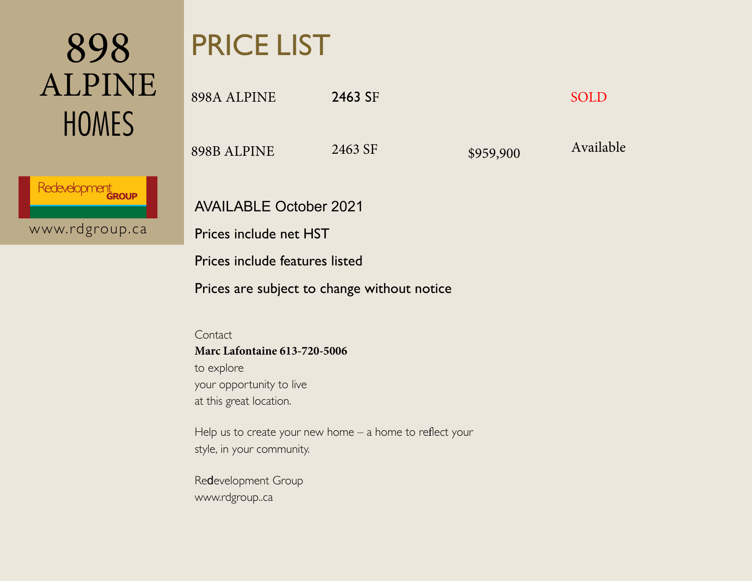# 898 ALPINE HOMES

Redevelopment GROUP

www.rdgroup.ca

# PRICE LIST

| | | | |
|---|---|---|---|
| 898A ALPINE | **2463** SF | | SOLD |
| 898B ALPINE | 2463 SF | $959,900 | Available |

AVAILABLE October 2021

Prices include net HST

Prices include features listed

Prices are subject to change without notice

Contact
**Marc Lafontaine 613-720-5006**
to explore
your opportunity to live
at this great location.

Help us to create your new home – a home to reflect your style, in your community.

Redevelopment Group
www.rdgroup..ca